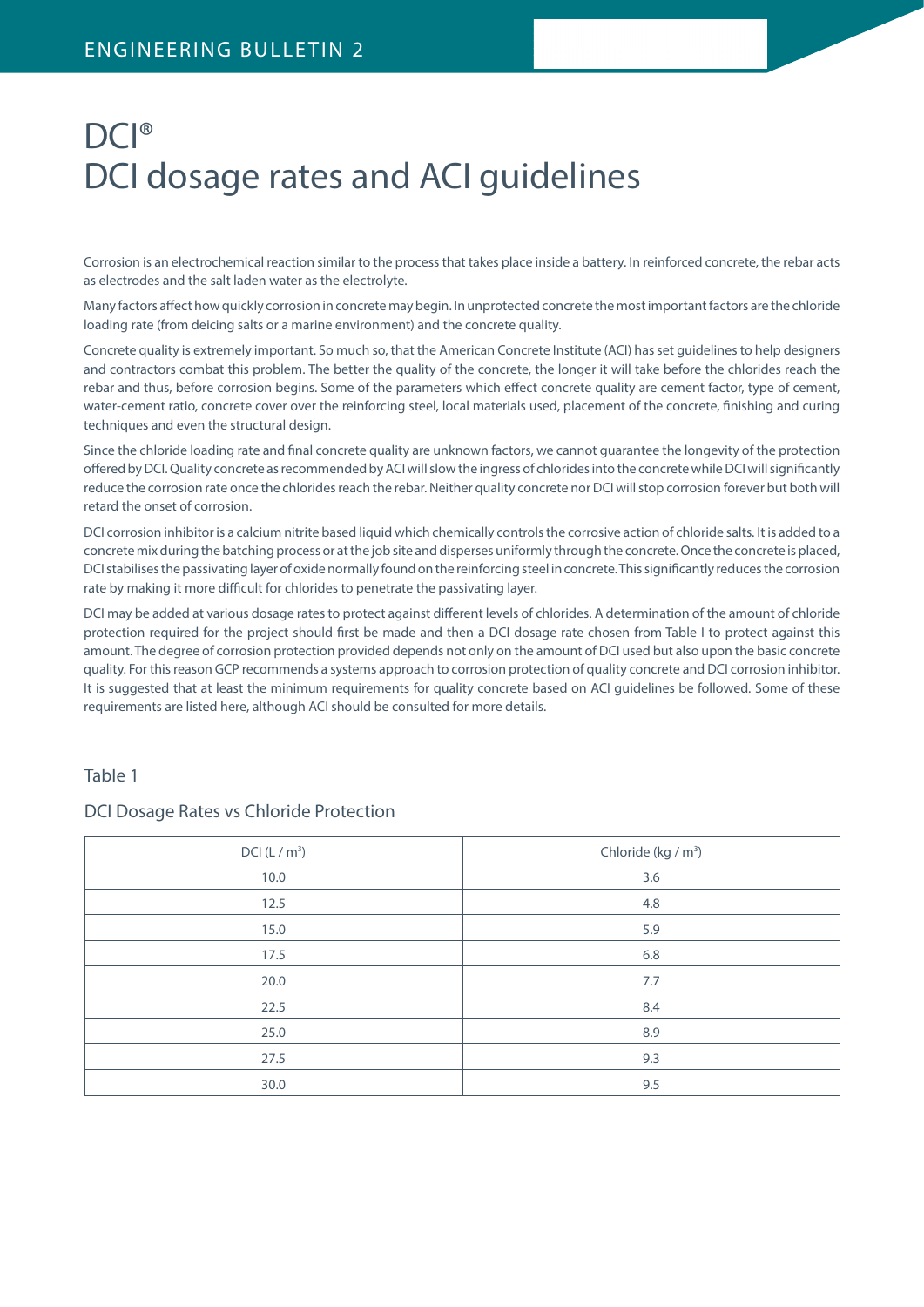# DCI®
# DCI dosage rates and ACI guidelines

Corrosion is an electrochemical reaction similar to the process that takes place inside a battery. In reinforced concrete, the rebar acts as electrodes and the salt laden water as the electrolyte.

Many factors affect how quickly corrosion in concrete may begin. In unprotected concrete the most important factors are the chloride loading rate (from deicing salts or a marine environment) and the concrete quality.

Concrete quality is extremely important. So much so, that the American Concrete Institute (ACI) has set guidelines to help designers and contractors combat this problem. The better the quality of the concrete, the longer it will take before the chlorides reach the rebar and thus, before corrosion begins. Some of the parameters which effect concrete quality are cement factor, type of cement, water-cement ratio, concrete cover over the reinforcing steel, local materials used, placement of the concrete, finishing and curing techniques and even the structural design.

Since the chloride loading rate and final concrete quality are unknown factors, we cannot guarantee the longevity of the protection offered by DCI. Quality concrete as recommended by ACI will slow the ingress of chlorides into the concrete while DCI will significantly reduce the corrosion rate once the chlorides reach the rebar. Neither quality concrete nor DCI will stop corrosion forever but both will retard the onset of corrosion.

DCI corrosion inhibitor is a calcium nitrite based liquid which chemically controls the corrosive action of chloride salts. It is added to a concrete mix during the batching process or at the job site and disperses uniformly through the concrete. Once the concrete is placed, DCI stabilises the passivating layer of oxide normally found on the reinforcing steel in concrete. This significantly reduces the corrosion rate by making it more difficult for chlorides to penetrate the passivating layer.

DCI may be added at various dosage rates to protect against different levels of chlorides. A determination of the amount of chloride protection required for the project should first be made and then a DCI dosage rate chosen from Table I to protect against this amount. The degree of corrosion protection provided depends not only on the amount of DCI used but also upon the basic concrete quality. For this reason GCP recommends a systems approach to corrosion protection of quality concrete and DCI corrosion inhibitor. It is suggested that at least the minimum requirements for quality concrete based on ACI guidelines be followed. Some of these requirements are listed here, although ACI should be consulted for more details.

Table 1

DCI Dosage Rates vs Chloride Protection

| DCI ($L / m^3$) | Chloride ($kg / m^3$) |
|---|---|
| 10.0 | 3.6 |
| 12.5 | 4.8 |
| 15.0 | 5.9 |
| 17.5 | 6.8 |
| 20.0 | 7.7 |
| 22.5 | 8.4 |
| 25.0 | 8.9 |
| 27.5 | 9.3 |
| 30.0 | 9.5 |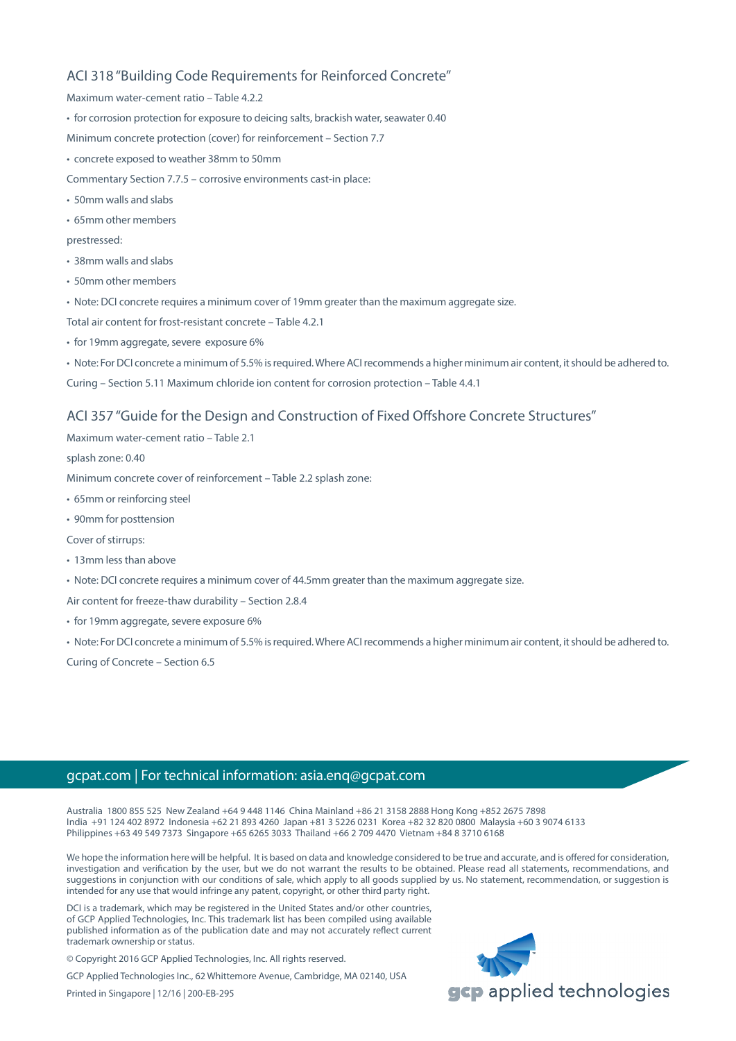## ACI 318 "Building Code Requirements for Reinforced Concrete"

Maximum water-cement ratio – Table 4.2.2

- for corrosion protection for exposure to deicing salts, brackish water, seawater 0.40

Minimum concrete protection (cover) for reinforcement – Section 7.7

- concrete exposed to weather 38mm to 50mm

Commentary Section 7.7.5 – corrosive environments cast-in place:

- 50mm walls and slabs
- 65mm other members

prestressed:

- 38mm walls and slabs
- 50mm other members
- Note: DCI concrete requires a minimum cover of 19mm greater than the maximum aggregate size.

Total air content for frost-resistant concrete – Table 4.2.1

- for 19mm aggregate, severe exposure 6%
- Note: For DCI concrete a minimum of 5.5% is required. Where ACI recommends a higher minimum air content, it should be adhered to.

Curing – Section 5.11 Maximum chloride ion content for corrosion protection – Table 4.4.1

## ACI 357 "Guide for the Design and Construction of Fixed Offshore Concrete Structures"

Maximum water-cement ratio – Table 2.1

splash zone: 0.40

Minimum concrete cover of reinforcement – Table 2.2 splash zone:

- 65mm or reinforcing steel
- 90mm for posttension

Cover of stirrups:

- 13mm less than above
- Note: DCI concrete requires a minimum cover of 44.5mm greater than the maximum aggregate size.

Air content for freeze-thaw durability – Section 2.8.4

- for 19mm aggregate, severe exposure 6%
- Note: For DCI concrete a minimum of 5.5% is required. Where ACI recommends a higher minimum air content, it should be adhered to.

Curing of Concrete – Section 6.5

gcpat.com | For technical information: asia.enq@gcpat.com

Australia 1800 855 525 New Zealand +64 9 448 1146 China Mainland +86 21 3158 2888 Hong Kong +852 2675 7898
India +91 124 402 8972 Indonesia +62 21 893 4260 Japan +81 3 5226 0231 Korea +82 32 820 0800 Malaysia +60 3 9074 6133
Philippines +63 49 549 7373 Singapore +65 6265 3033 Thailand +66 2 709 4470 Vietnam +84 8 3710 6168

We hope the information here will be helpful. It is based on data and knowledge considered to be true and accurate, and is offered for consideration, investigation and verification by the user, but we do not warrant the results to be obtained. Please read all statements, recommendations, and suggestions in conjunction with our conditions of sale, which apply to all goods supplied by us. No statement, recommendation, or suggestion is intended for any use that would infringe any patent, copyright, or other third party right.

DCI is a trademark, which may be registered in the United States and/or other countries, of GCP Applied Technologies, Inc. This trademark list has been compiled using available published information as of the publication date and may not accurately reflect current trademark ownership or status.

© Copyright 2016 GCP Applied Technologies, Inc. All rights reserved.

GCP Applied Technologies Inc., 62 Whittemore Avenue, Cambridge, MA 02140, USA

Printed in Singapore | 12/16 | 200-EB-295

gcp applied technologies